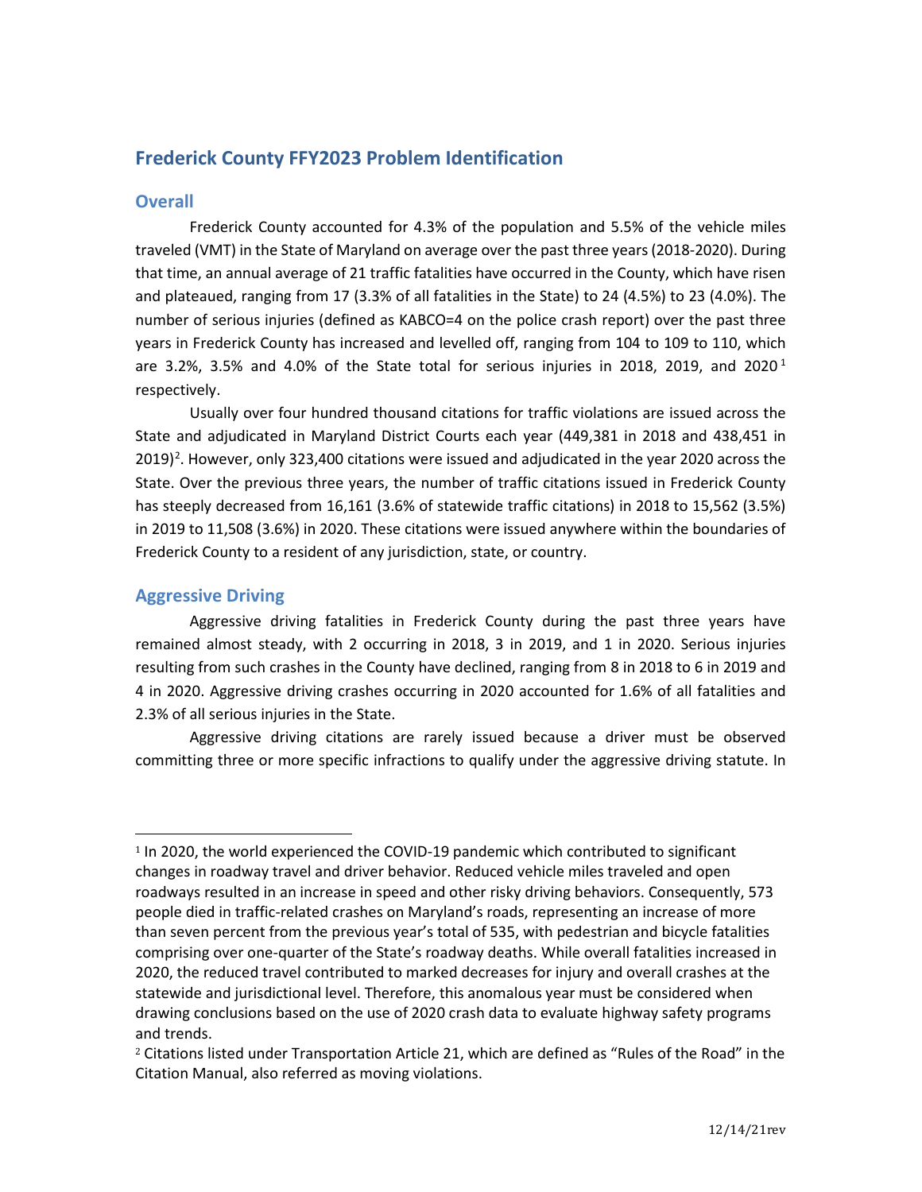# Frederick County FFY2023 Problem Identification

## Overall

Frederick County accounted for 4.3% of the population and 5.5% of the vehicle miles traveled (VMT) in the State of Maryland on average over the past three years (2018-2020). During that time, an annual average of 21 traffic fatalities have occurred in the County, which have risen and plateaued, ranging from 17 (3.3% of all fatalities in the State) to 24 (4.5%) to 23 (4.0%). The number of serious injuries (defined as KABCO=4 on the police crash report) over the past three years in Frederick County has increased and levelled off, ranging from 104 to 109 to 110, which are 3.2%, 3.5% and 4.0% of the State total for serious injuries in 2018, 2019, and 2020[1] respectively.

Usually over four hundred thousand citations for traffic violations are issued across the State and adjudicated in Maryland District Courts each year (449,381 in 2018 and 438,451 in 2019)[2]. However, only 323,400 citations were issued and adjudicated in the year 2020 across the State. Over the previous three years, the number of traffic citations issued in Frederick County has steeply decreased from 16,161 (3.6% of statewide traffic citations) in 2018 to 15,562 (3.5%) in 2019 to 11,508 (3.6%) in 2020. These citations were issued anywhere within the boundaries of Frederick County to a resident of any jurisdiction, state, or country.

## Aggressive Driving

Aggressive driving fatalities in Frederick County during the past three years have remained almost steady, with 2 occurring in 2018, 3 in 2019, and 1 in 2020. Serious injuries resulting from such crashes in the County have declined, ranging from 8 in 2018 to 6 in 2019 and 4 in 2020. Aggressive driving crashes occurring in 2020 accounted for 1.6% of all fatalities and 2.3% of all serious injuries in the State.

Aggressive driving citations are rarely issued because a driver must be observed committing three or more specific infractions to qualify under the aggressive driving statute. In

---

[1] In 2020, the world experienced the COVID-19 pandemic which contributed to significant changes in roadway travel and driver behavior. Reduced vehicle miles traveled and open roadways resulted in an increase in speed and other risky driving behaviors. Consequently, 573 people died in traffic-related crashes on Maryland's roads, representing an increase of more than seven percent from the previous year's total of 535, with pedestrian and bicycle fatalities comprising over one-quarter of the State's roadway deaths. While overall fatalities increased in 2020, the reduced travel contributed to marked decreases for injury and overall crashes at the statewide and jurisdictional level. Therefore, this anomalous year must be considered when drawing conclusions based on the use of 2020 crash data to evaluate highway safety programs and trends.

[2] Citations listed under Transportation Article 21, which are defined as "Rules of the Road" in the Citation Manual, also referred as moving violations.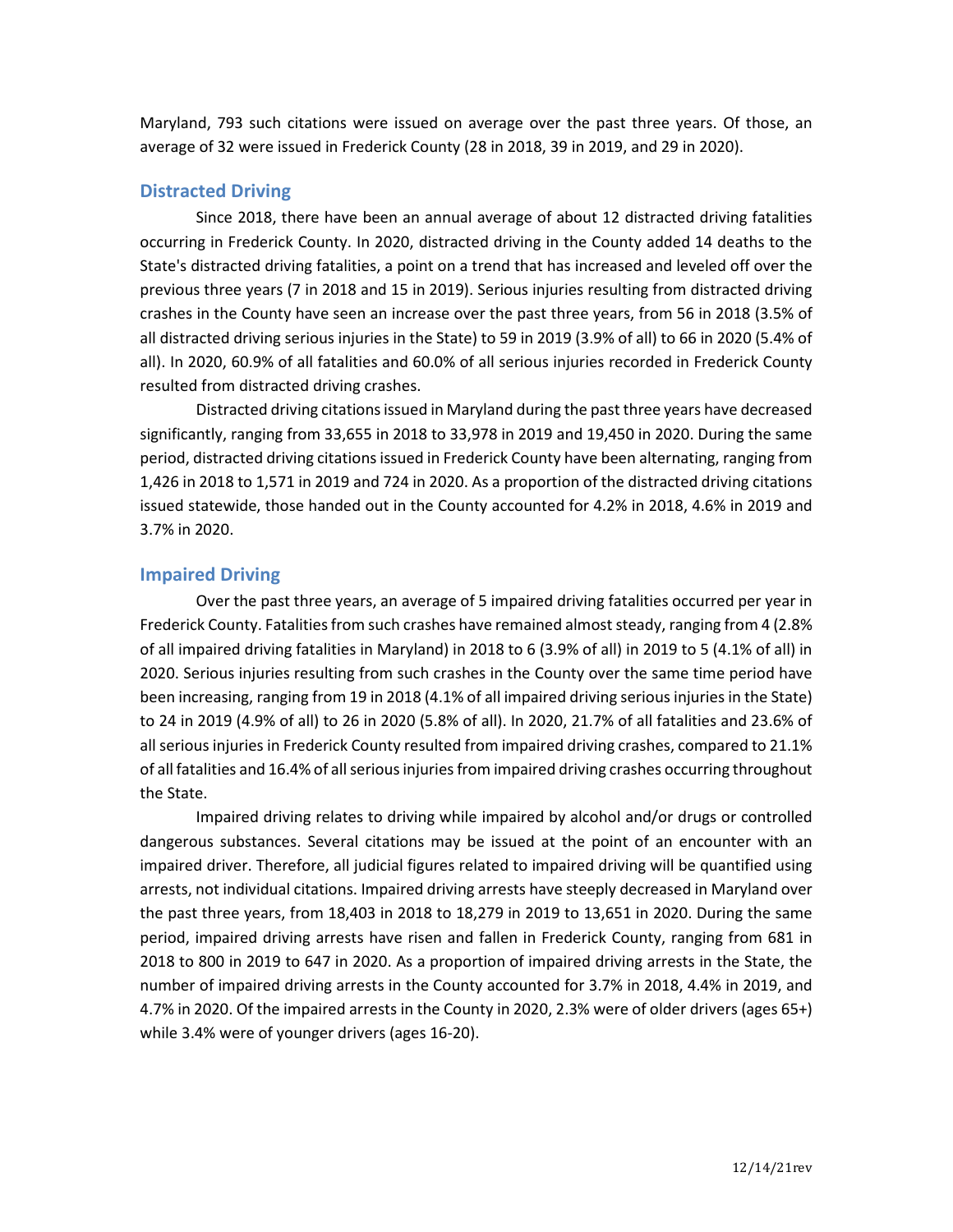Maryland, 793 such citations were issued on average over the past three years. Of those, an average of 32 were issued in Frederick County (28 in 2018, 39 in 2019, and 29 in 2020).

## Distracted Driving

Since 2018, there have been an annual average of about 12 distracted driving fatalities occurring in Frederick County. In 2020, distracted driving in the County added 14 deaths to the State's distracted driving fatalities, a point on a trend that has increased and leveled off over the previous three years (7 in 2018 and 15 in 2019). Serious injuries resulting from distracted driving crashes in the County have seen an increase over the past three years, from 56 in 2018 (3.5% of all distracted driving serious injuries in the State) to 59 in 2019 (3.9% of all) to 66 in 2020 (5.4% of all). In 2020, 60.9% of all fatalities and 60.0% of all serious injuries recorded in Frederick County resulted from distracted driving crashes.

Distracted driving citations issued in Maryland during the past three years have decreased significantly, ranging from 33,655 in 2018 to 33,978 in 2019 and 19,450 in 2020. During the same period, distracted driving citations issued in Frederick County have been alternating, ranging from 1,426 in 2018 to 1,571 in 2019 and 724 in 2020. As a proportion of the distracted driving citations issued statewide, those handed out in the County accounted for 4.2% in 2018, 4.6% in 2019 and 3.7% in 2020.

## Impaired Driving

Over the past three years, an average of 5 impaired driving fatalities occurred per year in Frederick County. Fatalities from such crashes have remained almost steady, ranging from 4 (2.8% of all impaired driving fatalities in Maryland) in 2018 to 6 (3.9% of all) in 2019 to 5 (4.1% of all) in 2020. Serious injuries resulting from such crashes in the County over the same time period have been increasing, ranging from 19 in 2018 (4.1% of all impaired driving serious injuries in the State) to 24 in 2019 (4.9% of all) to 26 in 2020 (5.8% of all). In 2020, 21.7% of all fatalities and 23.6% of all serious injuries in Frederick County resulted from impaired driving crashes, compared to 21.1% of all fatalities and 16.4% of all serious injuries from impaired driving crashes occurring throughout the State.

Impaired driving relates to driving while impaired by alcohol and/or drugs or controlled dangerous substances. Several citations may be issued at the point of an encounter with an impaired driver. Therefore, all judicial figures related to impaired driving will be quantified using arrests, not individual citations. Impaired driving arrests have steeply decreased in Maryland over the past three years, from 18,403 in 2018 to 18,279 in 2019 to 13,651 in 2020. During the same period, impaired driving arrests have risen and fallen in Frederick County, ranging from 681 in 2018 to 800 in 2019 to 647 in 2020. As a proportion of impaired driving arrests in the State, the number of impaired driving arrests in the County accounted for 3.7% in 2018, 4.4% in 2019, and 4.7% in 2020. Of the impaired arrests in the County in 2020, 2.3% were of older drivers (ages 65+) while 3.4% were of younger drivers (ages 16-20).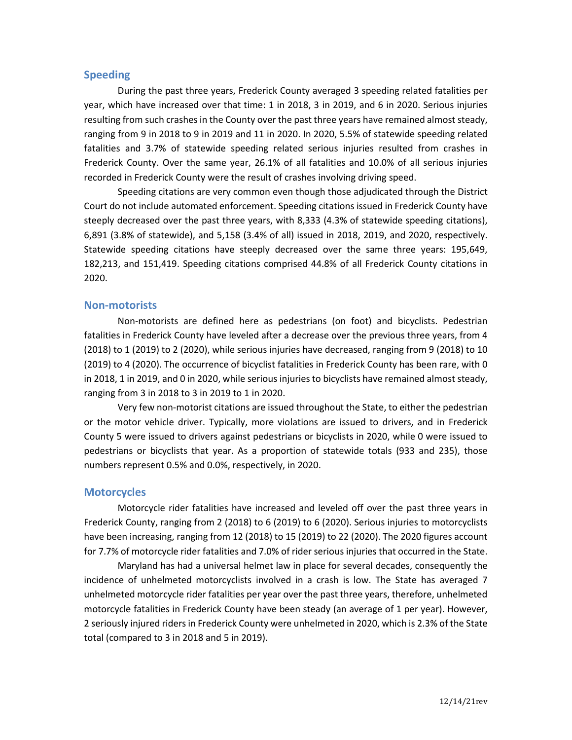## Speeding

During the past three years, Frederick County averaged 3 speeding related fatalities per year, which have increased over that time: 1 in 2018, 3 in 2019, and 6 in 2020. Serious injuries resulting from such crashes in the County over the past three years have remained almost steady, ranging from 9 in 2018 to 9 in 2019 and 11 in 2020. In 2020, 5.5% of statewide speeding related fatalities and 3.7% of statewide speeding related serious injuries resulted from crashes in Frederick County. Over the same year, 26.1% of all fatalities and 10.0% of all serious injuries recorded in Frederick County were the result of crashes involving driving speed.

Speeding citations are very common even though those adjudicated through the District Court do not include automated enforcement. Speeding citations issued in Frederick County have steeply decreased over the past three years, with 8,333 (4.3% of statewide speeding citations), 6,891 (3.8% of statewide), and 5,158 (3.4% of all) issued in 2018, 2019, and 2020, respectively. Statewide speeding citations have steeply decreased over the same three years: 195,649, 182,213, and 151,419. Speeding citations comprised 44.8% of all Frederick County citations in 2020.

## Non-motorists

Non-motorists are defined here as pedestrians (on foot) and bicyclists. Pedestrian fatalities in Frederick County have leveled after a decrease over the previous three years, from 4 (2018) to 1 (2019) to 2 (2020), while serious injuries have decreased, ranging from 9 (2018) to 10 (2019) to 4 (2020). The occurrence of bicyclist fatalities in Frederick County has been rare, with 0 in 2018, 1 in 2019, and 0 in 2020, while serious injuries to bicyclists have remained almost steady, ranging from 3 in 2018 to 3 in 2019 to 1 in 2020.

Very few non-motorist citations are issued throughout the State, to either the pedestrian or the motor vehicle driver. Typically, more violations are issued to drivers, and in Frederick County 5 were issued to drivers against pedestrians or bicyclists in 2020, while 0 were issued to pedestrians or bicyclists that year. As a proportion of statewide totals (933 and 235), those numbers represent 0.5% and 0.0%, respectively, in 2020.

## Motorcycles

Motorcycle rider fatalities have increased and leveled off over the past three years in Frederick County, ranging from 2 (2018) to 6 (2019) to 6 (2020). Serious injuries to motorcyclists have been increasing, ranging from 12 (2018) to 15 (2019) to 22 (2020). The 2020 figures account for 7.7% of motorcycle rider fatalities and 7.0% of rider serious injuries that occurred in the State.

Maryland has had a universal helmet law in place for several decades, consequently the incidence of unhelmeted motorcyclists involved in a crash is low. The State has averaged 7 unhelmeted motorcycle rider fatalities per year over the past three years, therefore, unhelmeted motorcycle fatalities in Frederick County have been steady (an average of 1 per year). However, 2 seriously injured riders in Frederick County were unhelmeted in 2020, which is 2.3% of the State total (compared to 3 in 2018 and 5 in 2019).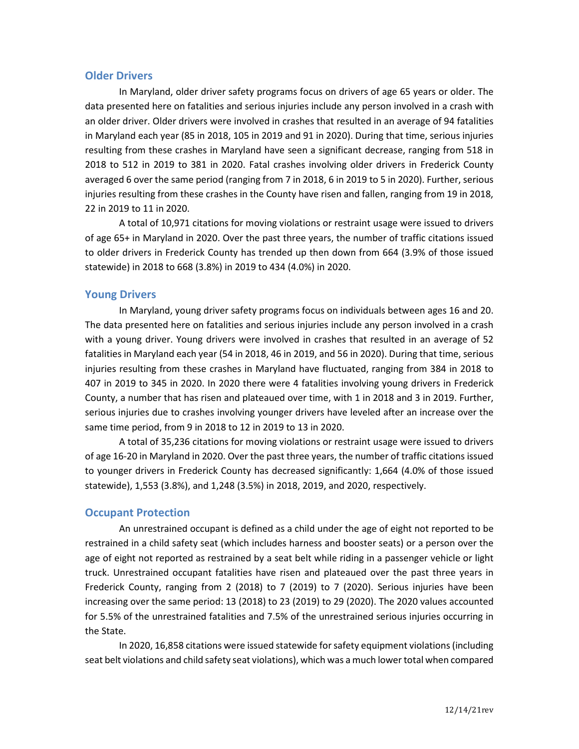## Older Drivers

In Maryland, older driver safety programs focus on drivers of age 65 years or older. The data presented here on fatalities and serious injuries include any person involved in a crash with an older driver. Older drivers were involved in crashes that resulted in an average of 94 fatalities in Maryland each year (85 in 2018, 105 in 2019 and 91 in 2020). During that time, serious injuries resulting from these crashes in Maryland have seen a significant decrease, ranging from 518 in 2018 to 512 in 2019 to 381 in 2020. Fatal crashes involving older drivers in Frederick County averaged 6 over the same period (ranging from 7 in 2018, 6 in 2019 to 5 in 2020). Further, serious injuries resulting from these crashes in the County have risen and fallen, ranging from 19 in 2018, 22 in 2019 to 11 in 2020.

A total of 10,971 citations for moving violations or restraint usage were issued to drivers of age 65+ in Maryland in 2020. Over the past three years, the number of traffic citations issued to older drivers in Frederick County has trended up then down from 664 (3.9% of those issued statewide) in 2018 to 668 (3.8%) in 2019 to 434 (4.0%) in 2020.

## Young Drivers

In Maryland, young driver safety programs focus on individuals between ages 16 and 20. The data presented here on fatalities and serious injuries include any person involved in a crash with a young driver. Young drivers were involved in crashes that resulted in an average of 52 fatalities in Maryland each year (54 in 2018, 46 in 2019, and 56 in 2020). During that time, serious injuries resulting from these crashes in Maryland have fluctuated, ranging from 384 in 2018 to 407 in 2019 to 345 in 2020. In 2020 there were 4 fatalities involving young drivers in Frederick County, a number that has risen and plateaued over time, with 1 in 2018 and 3 in 2019. Further, serious injuries due to crashes involving younger drivers have leveled after an increase over the same time period, from 9 in 2018 to 12 in 2019 to 13 in 2020.

A total of 35,236 citations for moving violations or restraint usage were issued to drivers of age 16-20 in Maryland in 2020. Over the past three years, the number of traffic citations issued to younger drivers in Frederick County has decreased significantly: 1,664 (4.0% of those issued statewide), 1,553 (3.8%), and 1,248 (3.5%) in 2018, 2019, and 2020, respectively.

## Occupant Protection

An unrestrained occupant is defined as a child under the age of eight not reported to be restrained in a child safety seat (which includes harness and booster seats) or a person over the age of eight not reported as restrained by a seat belt while riding in a passenger vehicle or light truck. Unrestrained occupant fatalities have risen and plateaued over the past three years in Frederick County, ranging from 2 (2018) to 7 (2019) to 7 (2020). Serious injuries have been increasing over the same period: 13 (2018) to 23 (2019) to 29 (2020). The 2020 values accounted for 5.5% of the unrestrained fatalities and 7.5% of the unrestrained serious injuries occurring in the State.

In 2020, 16,858 citations were issued statewide for safety equipment violations (including seat belt violations and child safety seat violations), which was a much lower total when compared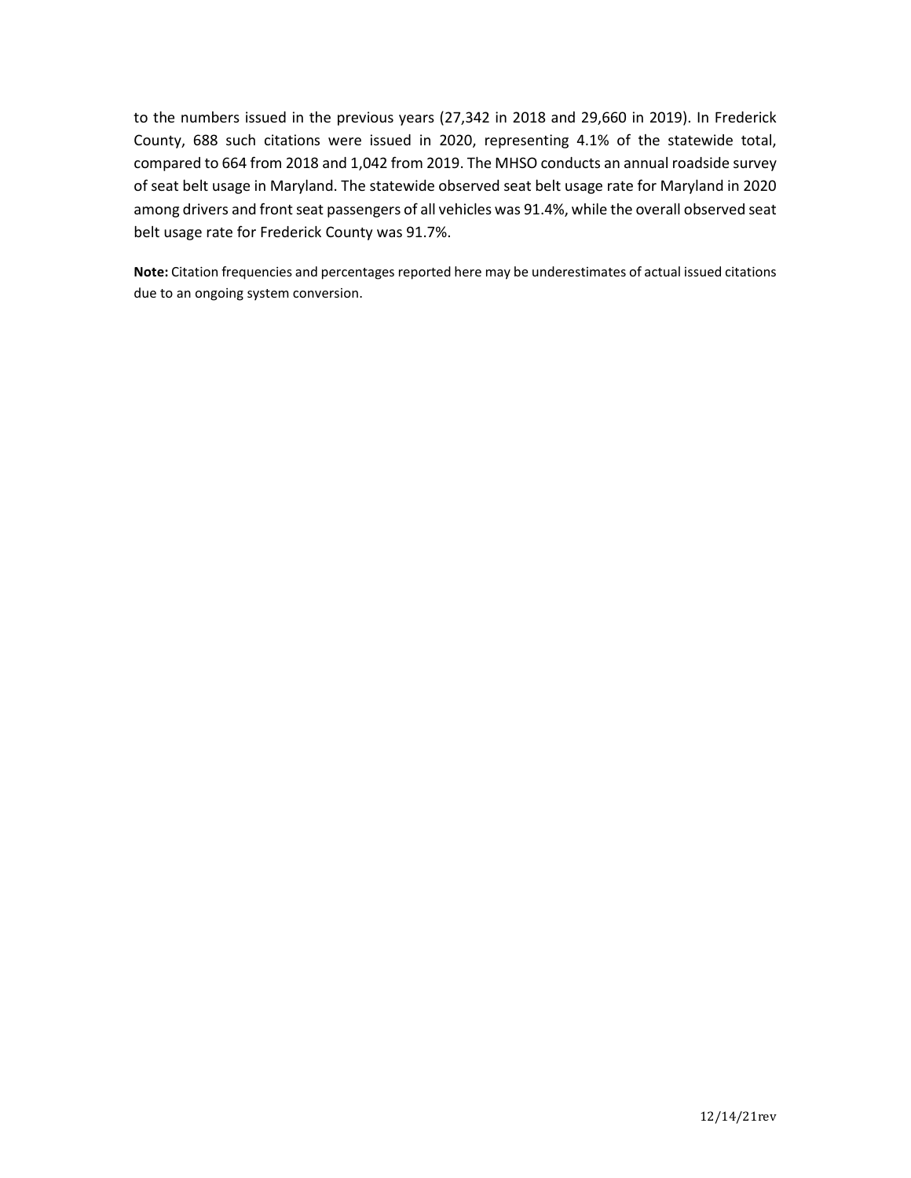to the numbers issued in the previous years (27,342 in 2018 and 29,660 in 2019). In Frederick County, 688 such citations were issued in 2020, representing 4.1% of the statewide total, compared to 664 from 2018 and 1,042 from 2019. The MHSO conducts an annual roadside survey of seat belt usage in Maryland. The statewide observed seat belt usage rate for Maryland in 2020 among drivers and front seat passengers of all vehicles was 91.4%, while the overall observed seat belt usage rate for Frederick County was 91.7%.

**Note:** Citation frequencies and percentages reported here may be underestimates of actual issued citations due to an ongoing system conversion.

12/14/21rev